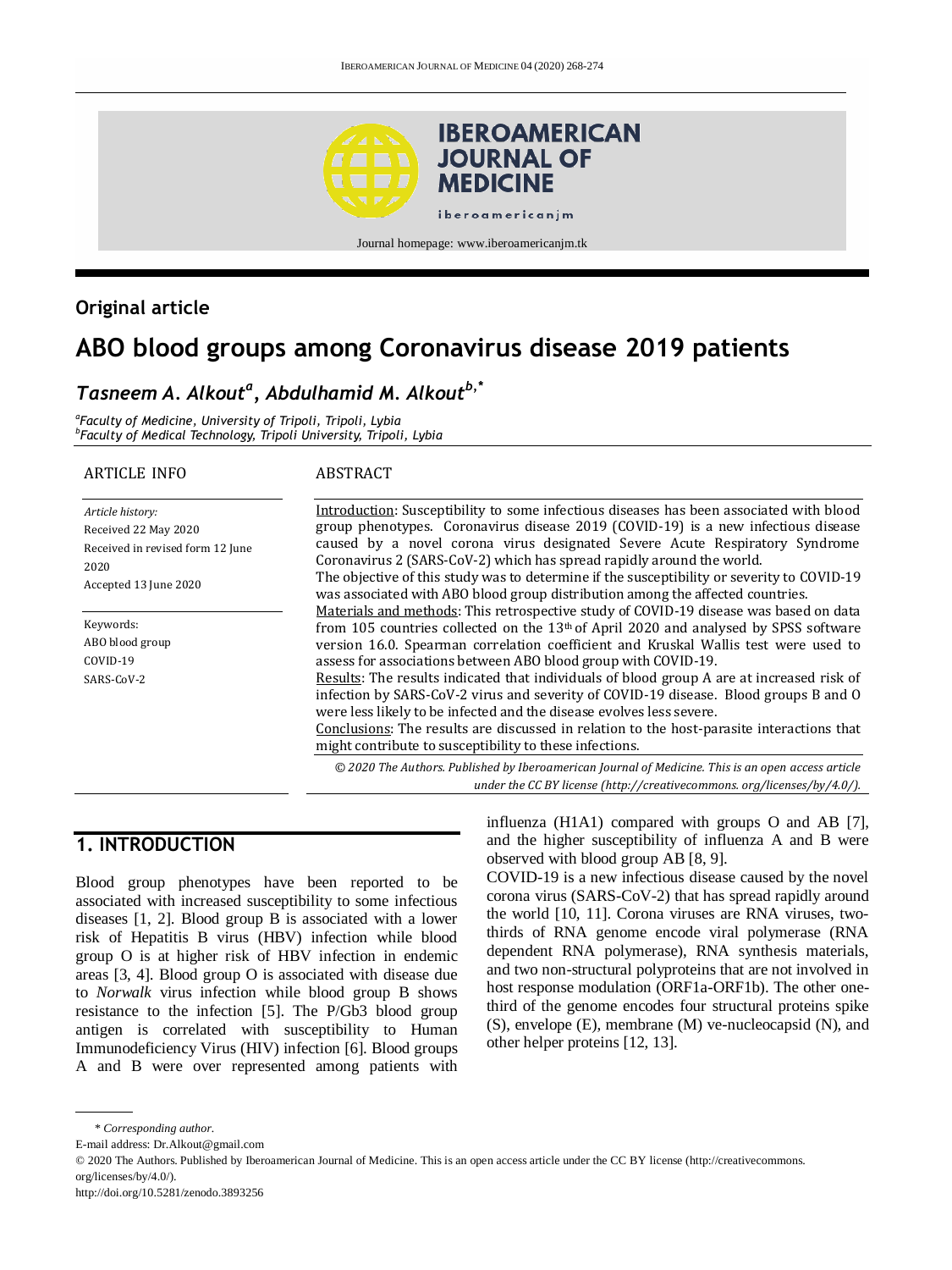Original article

# ABO blood groups among Coronavirus disease 2019 patients

***Tasneem A. Alkout*[a]*, Abdulhamid M. Alkout*[b,*]**

[a]*Faculty of Medicine, University of Tripoli, Tripoli, Lybia*
[b]*Faculty of Medical Technology, Tripoli University, Tripoli, Lybia*

## ARTICLE INFO

*Article history:*
Received 22 May 2020
Received in revised form 12 June 2020
Accepted 13 June 2020

Keywords:
ABO blood group
COVID-19
SARS-CoV-2

## ABSTRACT

Introduction: Susceptibility to some infectious diseases has been associated with blood group phenotypes. Coronavirus disease 2019 (COVID-19) is a new infectious disease caused by a novel corona virus designated Severe Acute Respiratory Syndrome Coronavirus 2 (SARS-CoV-2) which has spread rapidly around the world.
The objective of this study was to determine if the susceptibility or severity to COVID-19 was associated with ABO blood group distribution among the affected countries.
Materials and methods: This retrospective study of COVID-19 disease was based on data from 105 countries collected on the 13th of April 2020 and analysed by SPSS software version 16.0. Spearman correlation coefficient and Kruskal Wallis test were used to assess for associations between ABO blood group with COVID-19.
Results: The results indicated that individuals of blood group A are at increased risk of infection by SARS-CoV-2 virus and severity of COVID-19 disease. Blood groups B and O were less likely to be infected and the disease evolves less severe.
Conclusions: The results are discussed in relation to the host-parasite interactions that might contribute to susceptibility to these infections.

*© 2020 The Authors. Published by Iberoamerican Journal of Medicine. This is an open access article under the CC BY license (http://creativecommons. org/licenses/by/4.0/).*

## 1. INTRODUCTION

Blood group phenotypes have been reported to be associated with increased susceptibility to some infectious diseases [1, 2]. Blood group B is associated with a lower risk of Hepatitis B virus (HBV) infection while blood group O is at higher risk of HBV infection in endemic areas [3, 4]. Blood group O is associated with disease due to *Norwalk* virus infection while blood group B shows resistance to the infection [5]. The P/Gb3 blood group antigen is correlated with susceptibility to Human Immunodeficiency Virus (HIV) infection [6]. Blood groups A and B were over represented among patients with influenza (H1A1) compared with groups O and AB [7], and the higher susceptibility of influenza A and B were observed with blood group AB [8, 9].

COVID-19 is a new infectious disease caused by the novel corona virus (SARS-CoV-2) that has spread rapidly around the world [10, 11]. Corona viruses are RNA viruses, two-thirds of RNA genome encode viral polymerase (RNA dependent RNA polymerase), RNA synthesis materials, and two non-structural polyproteins that are not involved in host response modulation (ORF1a-ORF1b). The other one-third of the genome encodes four structural proteins spike (S), envelope (E), membrane (M) ve-nucleocapsid (N), and other helper proteins [12, 13].

\* *Corresponding author.*
E-mail address: Dr.Alkout@gmail.com
© 2020 The Authors. Published by Iberoamerican Journal of Medicine. This is an open access article under the CC BY license (http://creativecommons. org/licenses/by/4.0/).
http://doi.org/10.5281/zenodo.3893256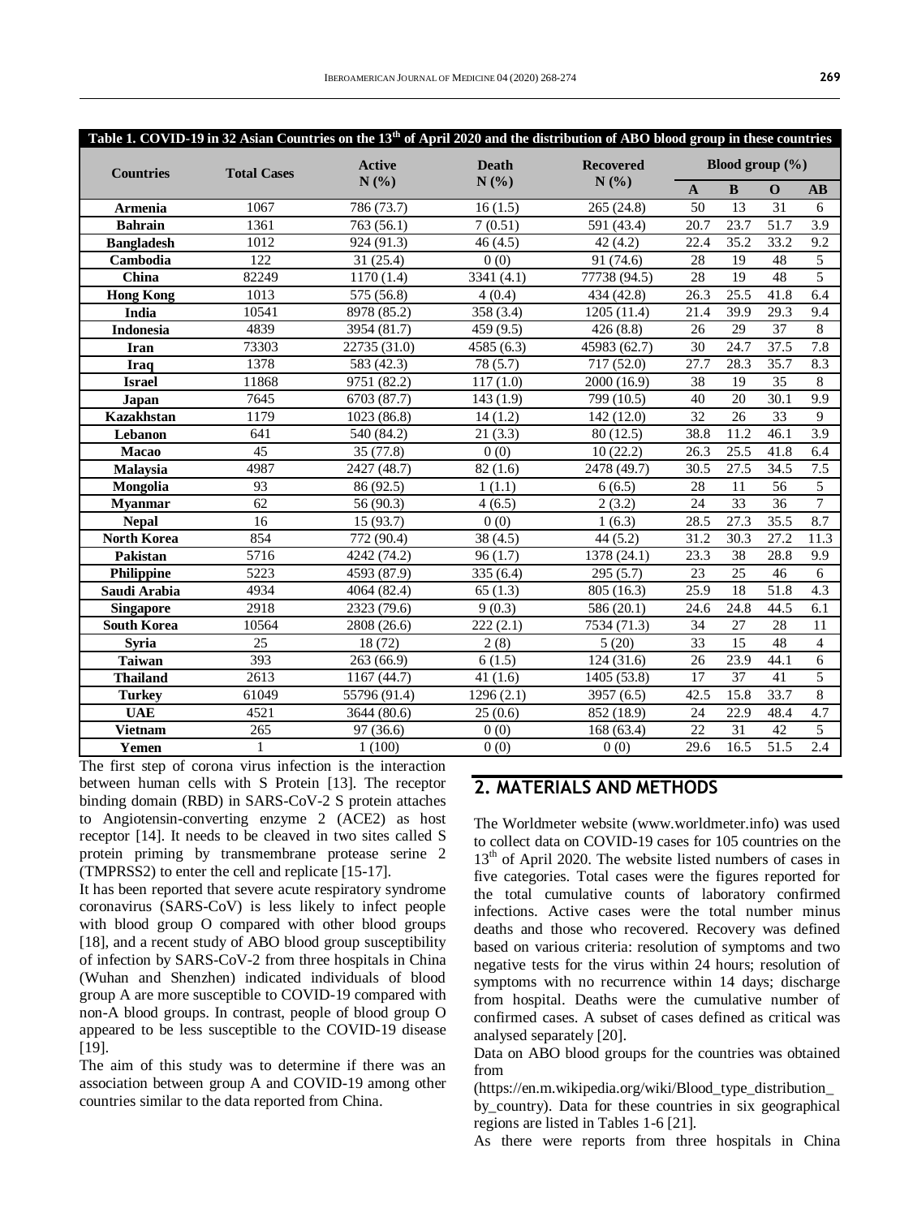**Table 1. COVID-19 in 32 Asian Countries on the 13th of April 2020 and the distribution of ABO blood group in these countries**

| Countries | Total Cases | Active N (%) | Death N (%) | Recovered N (%) | Blood group (%) | | | |
|---|---|---|---|---|---|---|---|---|
| | | | | | A | B | O | AB |
| Armenia | 1067 | 786 (73.7) | 16 (1.5) | 265 (24.8) | 50 | 13 | 31 | 6 |
| Bahrain | 1361 | 763 (56.1) | 7 (0.51) | 591 (43.4) | 20.7 | 23.7 | 51.7 | 3.9 |
| Bangladesh | 1012 | 924 (91.3) | 46 (4.5) | 42 (4.2) | 22.4 | 35.2 | 33.2 | 9.2 |
| Cambodia | 122 | 31 (25.4) | 0 (0) | 91 (74.6) | 28 | 19 | 48 | 5 |
| China | 82249 | 1170 (1.4) | 3341 (4.1) | 77738 (94.5) | 28 | 19 | 48 | 5 |
| Hong Kong | 1013 | 575 (56.8) | 4 (0.4) | 434 (42.8) | 26.3 | 25.5 | 41.8 | 6.4 |
| India | 10541 | 8978 (85.2) | 358 (3.4) | 1205 (11.4) | 21.4 | 39.9 | 29.3 | 9.4 |
| Indonesia | 4839 | 3954 (81.7) | 459 (9.5) | 426 (8.8) | 26 | 29 | 37 | 8 |
| Iran | 73303 | 22735 (31.0) | 4585 (6.3) | 45983 (62.7) | 30 | 24.7 | 37.5 | 7.8 |
| Iraq | 1378 | 583 (42.3) | 78 (5.7) | 717 (52.0) | 27.7 | 28.3 | 35.7 | 8.3 |
| Israel | 11868 | 9751 (82.2) | 117 (1.0) | 2000 (16.9) | 38 | 19 | 35 | 8 |
| Japan | 7645 | 6703 (87.7) | 143 (1.9) | 799 (10.5) | 40 | 20 | 30.1 | 9.9 |
| Kazakhstan | 1179 | 1023 (86.8) | 14 (1.2) | 142 (12.0) | 32 | 26 | 33 | 9 |
| Lebanon | 641 | 540 (84.2) | 21 (3.3) | 80 (12.5) | 38.8 | 11.2 | 46.1 | 3.9 |
| Macao | 45 | 35 (77.8) | 0 (0) | 10 (22.2) | 26.3 | 25.5 | 41.8 | 6.4 |
| Malaysia | 4987 | 2427 (48.7) | 82 (1.6) | 2478 (49.7) | 30.5 | 27.5 | 34.5 | 7.5 |
| Mongolia | 93 | 86 (92.5) | 1 (1.1) | 6 (6.5) | 28 | 11 | 56 | 5 |
| Myanmar | 62 | 56 (90.3) | 4 (6.5) | 2 (3.2) | 24 | 33 | 36 | 7 |
| Nepal | 16 | 15 (93.7) | 0 (0) | 1 (6.3) | 28.5 | 27.3 | 35.5 | 8.7 |
| North Korea | 854 | 772 (90.4) | 38 (4.5) | 44 (5.2) | 31.2 | 30.3 | 27.2 | 11.3 |
| Pakistan | 5716 | 4242 (74.2) | 96 (1.7) | 1378 (24.1) | 23.3 | 38 | 28.8 | 9.9 |
| Philippine | 5223 | 4593 (87.9) | 335 (6.4) | 295 (5.7) | 23 | 25 | 46 | 6 |
| Saudi Arabia | 4934 | 4064 (82.4) | 65 (1.3) | 805 (16.3) | 25.9 | 18 | 51.8 | 4.3 |
| Singapore | 2918 | 2323 (79.6) | 9 (0.3) | 586 (20.1) | 24.6 | 24.8 | 44.5 | 6.1 |
| South Korea | 10564 | 2808 (26.6) | 222 (2.1) | 7534 (71.3) | 34 | 27 | 28 | 11 |
| Syria | 25 | 18 (72) | 2 (8) | 5 (20) | 33 | 15 | 48 | 4 |
| Taiwan | 393 | 263 (66.9) | 6 (1.5) | 124 (31.6) | 26 | 23.9 | 44.1 | 6 |
| Thailand | 2613 | 1167 (44.7) | 41 (1.6) | 1405 (53.8) | 17 | 37 | 41 | 5 |
| Turkey | 61049 | 55796 (91.4) | 1296 (2.1) | 3957 (6.5) | 42.5 | 15.8 | 33.7 | 8 |
| UAE | 4521 | 3644 (80.6) | 25 (0.6) | 852 (18.9) | 24 | 22.9 | 48.4 | 4.7 |
| Vietnam | 265 | 97 (36.6) | 0 (0) | 168 (63.4) | 22 | 31 | 42 | 5 |
| Yemen | 1 | 1 (100) | 0 (0) | 0 (0) | 29.6 | 16.5 | 51.5 | 2.4 |

The first step of corona virus infection is the interaction between human cells with S Protein [13]. The receptor binding domain (RBD) in SARS-CoV-2 S protein attaches to Angiotensin-converting enzyme 2 (ACE2) as host receptor [14]. It needs to be cleaved in two sites called S protein priming by transmembrane protease serine 2 (TMPRSS2) to enter the cell and replicate [15-17].

It has been reported that severe acute respiratory syndrome coronavirus (SARS-CoV) is less likely to infect people with blood group O compared with other blood groups [18], and a recent study of ABO blood group susceptibility of infection by SARS-CoV-2 from three hospitals in China (Wuhan and Shenzhen) indicated individuals of blood group A are more susceptible to COVID-19 compared with non-A blood groups. In contrast, people of blood group O appeared to be less susceptible to the COVID-19 disease [19].

The aim of this study was to determine if there was an association between group A and COVID-19 among other countries similar to the data reported from China.

## 2. MATERIALS AND METHODS

The Worldmeter website (www.worldmeter.info) was used to collect data on COVID-19 cases for 105 countries on the 13th of April 2020. The website listed numbers of cases in five categories. Total cases were the figures reported for the total cumulative counts of laboratory confirmed infections. Active cases were the total number minus deaths and those who recovered. Recovery was defined based on various criteria: resolution of symptoms and two negative tests for the virus within 24 hours; resolution of symptoms with no recurrence within 14 days; discharge from hospital. Deaths were the cumulative number of confirmed cases. A subset of cases defined as critical was analysed separately [20].

Data on ABO blood groups for the countries was obtained from (https://en.m.wikipedia.org/wiki/Blood_type_distribution_by_country). Data for these countries in six geographical regions are listed in Tables 1-6 [21].

As there were reports from three hospitals in China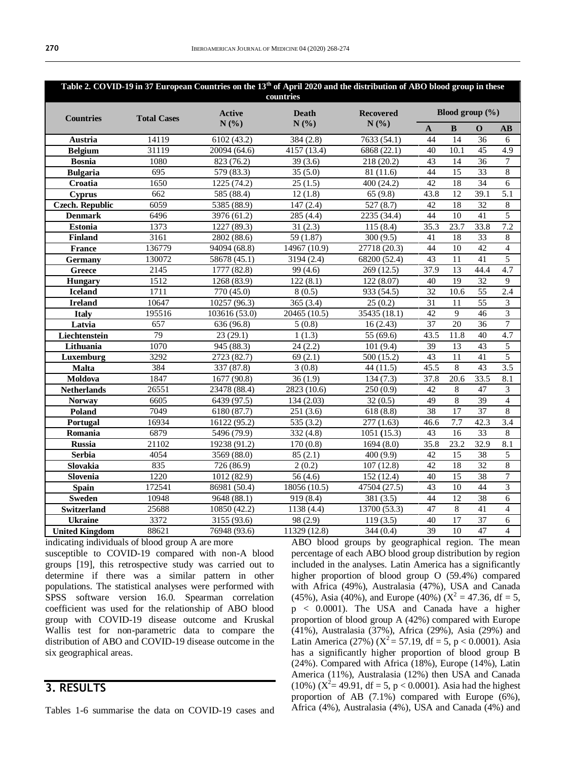**Table 2. COVID-19 in 37 European Countries on the 13th of April 2020 and the distribution of ABO blood group in these countries**

| Countries | Total Cases | Active N (%) | Death N (%) | Recovered N (%) | Blood group (%) | | | |
|---|---|---|---|---|---|---|---|---|
| | | | | | A | B | O | AB |
| Austria | 14119 | 6102 (43.2) | 384 (2.8) | 7633 (54.1) | 44 | 14 | 36 | 6 |
| Belgium | 31119 | 20094 (64.6) | 4157 (13.4) | 6868 (22.1) | 40 | 10.1 | 45 | 4.9 |
| Bosnia | 1080 | 823 (76.2) | 39 (3.6) | 218 (20.2) | 43 | 14 | 36 | 7 |
| Bulgaria | 695 | 579 (83.3) | 35 (5.0) | 81 (11.6) | 44 | 15 | 33 | 8 |
| Croatia | 1650 | 1225 (74.2) | 25 (1.5) | 400 (24.2) | 42 | 18 | 34 | 6 |
| Cyprus | 662 | 585 (88.4) | 12 (1.8) | 65 (9.8) | 43.8 | 12 | 39.1 | 5.1 |
| Czech. Republic | 6059 | 5385 (88.9) | 147 (2.4) | 527 (8.7) | 42 | 18 | 32 | 8 |
| Denmark | 6496 | 3976 (61.2) | 285 (4.4) | 2235 (34.4) | 44 | 10 | 41 | 5 |
| Estonia | 1373 | 1227 (89.3) | 31 (2.3) | 115 (8.4) | 35.3 | 23.7 | 33.8 | 7.2 |
| Finland | 3161 | 2802 (88.6) | 59 (1.87) | 300 (9.5) | 41 | 18 | 33 | 8 |
| France | 136779 | 94094 (68.8) | 14967 (10.9) | 27718 (20.3) | 44 | 10 | 42 | 4 |
| Germany | 130072 | 58678 (45.1) | 3194 (2.4) | 68200 (52.4) | 43 | 11 | 41 | 5 |
| Greece | 2145 | 1777 (82.8) | 99 (4.6) | 269 (12.5) | 37.9 | 13 | 44.4 | 4.7 |
| Hungary | 1512 | 1268 (83.9) | 122 (8.1) | 122 (8.07) | 40 | 19 | 32 | 9 |
| Iceland | 1711 | 770 (45.0) | 8 (0.5) | 933 (54.5) | 32 | 10.6 | 55 | 2.4 |
| Ireland | 10647 | 10257 (96.3) | 365 (3.4) | 25 (0.2) | 31 | 11 | 55 | 3 |
| Italy | 195516 | 103616 (53.0) | 20465 (10.5) | 35435 (18.1) | 42 | 9 | 46 | 3 |
| Latvia | 657 | 636 (96.8) | 5 (0.8) | 16 (2.43) | 37 | 20 | 36 | 7 |
| Liechtenstein | 79 | 23 (29.1) | 1 (1.3) | 55 (69.6) | 43.5 | 11.8 | 40 | 4.7 |
| Lithuania | 1070 | 945 (88.3) | 24 (2.2) | 101 (9.4) | 39 | 13 | 43 | 5 |
| Luxemburg | 3292 | 2723 (82.7) | 69 (2.1) | 500 (15.2) | 43 | 11 | 41 | 5 |
| Malta | 384 | 337 (87.8) | 3 (0.8) | 44 (11.5) | 45.5 | 8 | 43 | 3.5 |
| Moldova | 1847 | 1677 (90.8) | 36 (1.9) | 134 (7.3) | 37.8 | 20.6 | 33.5 | 8.1 |
| Netherlands | 26551 | 23478 (88.4) | 2823 (10.6) | 250 (0.9) | 42 | 8 | 47 | 3 |
| Norway | 6605 | 6439 (97.5) | 134 (2.03) | 32 (0.5) | 49 | 8 | 39 | 4 |
| Poland | 7049 | 6180 (87.7) | 251 (3.6) | 618 (8.8) | 38 | 17 | 37 | 8 |
| Portugal | 16934 | 16122 (95.2) | 535 (3.2) | 277 (1.63) | 46.6 | 7.7 | 42.3 | 3.4 |
| Romania | 6879 | 5496 (79.9) | 332 (4.8) | 1051 (15.3) | 43 | 16 | 33 | 8 |
| Russia | 21102 | 19238 (91.2) | 170 (0.8) | 1694 (8.0) | 35.8 | 23.2 | 32.9 | 8.1 |
| Serbia | 4054 | 3569 (88.0) | 85 (2.1) | 400 (9.9) | 42 | 15 | 38 | 5 |
| Slovakia | 835 | 726 (86.9) | 2 (0.2) | 107 (12.8) | 42 | 18 | 32 | 8 |
| Slovenia | 1220 | 1012 (82.9) | 56 (4.6) | 152 (12.4) | 40 | 15 | 38 | 7 |
| Spain | 172541 | 86981 (50.4) | 18056 (10.5) | 47504 (27.5) | 43 | 10 | 44 | 3 |
| Sweden | 10948 | 9648 (88.1) | 919 (8.4) | 381 (3.5) | 44 | 12 | 38 | 6 |
| Switzerland | 25688 | 10850 (42.2) | 1138 (4.4) | 13700 (53.3) | 47 | 8 | 41 | 4 |
| Ukraine | 3372 | 3155 (93.6) | 98 (2.9) | 119 (3.5) | 40 | 17 | 37 | 6 |
| United Kingdom | 88621 | 76948 (93.6) | 11329 (12.8) | 344 (0.4) | 39 | 10 | 47 | 4 |

indicating individuals of blood group A are more susceptible to COVID-19 compared with non-A blood groups [19], this retrospective study was carried out to determine if there was a similar pattern in other populations. The statistical analyses were performed with SPSS software version 16.0. Spearman correlation coefficient was used for the relationship of ABO blood group with COVID-19 disease outcome and Kruskal Wallis test for non-parametric data to compare the distribution of ABO and COVID-19 disease outcome in the six geographical areas.

## 3. RESULTS

Tables 1-6 summarise the data on COVID-19 cases and ABO blood groups by geographical region. The mean percentage of each ABO blood group distribution by region included in the analyses. Latin America has a significantly higher proportion of blood group O (59.4%) compared with Africa (49%), Australasia (47%), USA and Canada (45%), Asia (40%), and Europe (40%) ($X^2 = 47.36$, df = 5, $p < 0.0001$). The USA and Canada have a higher proportion of blood group A (42%) compared with Europe (41%), Australasia (37%), Africa (29%), Asia (29%) and Latin America (27%) ($X^2 = 57.19$, df = 5, $p < 0.0001$). Asia has a significantly higher proportion of blood group B (24%). Compared with Africa (18%), Europe (14%), Latin America (11%), Australasia (12%) then USA and Canada (10%) ($X^2 = 49.91$, df = 5, $p < 0.0001$). Asia had the highest proportion of AB (7.1%) compared with Europe (6%), Africa (4%), Australasia (4%), USA and Canada (4%) and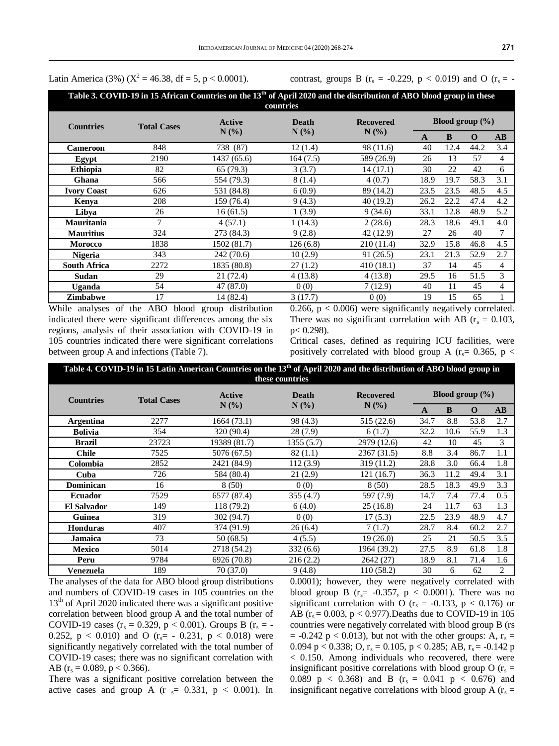Latin America (3%) ($X^2 = 46.38$, df = 5, $p < 0.0001$).

contrast, groups B ($r_s = -0.229$, $p < 0.019$) and O ($r_s = -$

**Table 3. COVID-19 in 15 African Countries on the 13th of April 2020 and the distribution of ABO blood group in these countries**

| Countries | Total Cases | Active N (%) | Death N (%) | Recovered N (%) | Blood group (%) | | | |
|---|---|---|---|---|---|---|---|---|
| | | | | | A | B | O | AB |
| Cameroon | 848 | 738 (87) | 12 (1.4) | 98 (11.6) | 40 | 12.4 | 44.2 | 3.4 |
| Egypt | 2190 | 1437 (65.6) | 164 (7.5) | 589 (26.9) | 26 | 13 | 57 | 4 |
| Ethiopia | 82 | 65 (79.3) | 3 (3.7) | 14 (17.1) | 30 | 22 | 42 | 6 |
| Ghana | 566 | 554 (79.3) | 8 (1.4) | 4 (0.7) | 18.9 | 19.7 | 58.3 | 3.1 |
| Ivory Coast | 626 | 531 (84.8) | 6 (0.9) | 89 (14.2) | 23.5 | 23.5 | 48.5 | 4.5 |
| Kenya | 208 | 159 (76.4) | 9 (4.3) | 40 (19.2) | 26.2 | 22.2 | 47.4 | 4.2 |
| Libya | 26 | 16 (61.5) | 1 (3.9) | 9 (34.6) | 33.1 | 12.8 | 48.9 | 5.2 |
| Mauritania | 7 | 4 (57.1) | 1 (14.3) | 2 (28.6) | 28.3 | 18.6 | 49.1 | 4.0 |
| Mauritius | 324 | 273 (84.3) | 9 (2.8) | 42 (12.9) | 27 | 26 | 40 | 7 |
| Morocco | 1838 | 1502 (81.7) | 126 (6.8) | 210 (11.4) | 32.9 | 15.8 | 46.8 | 4.5 |
| Nigeria | 343 | 242 (70.6) | 10 (2.9) | 91 (26.5) | 23.1 | 21.3 | 52.9 | 2.7 |
| South Africa | 2272 | 1835 (80.8) | 27 (1.2) | 410 (18.1) | 37 | 14 | 45 | 4 |
| Sudan | 29 | 21 (72.4) | 4 (13.8) | 4 (13.8) | 29.5 | 16 | 51.5 | 3 |
| Uganda | 54 | 47 (87.0) | 0 (0) | 7 (12.9) | 40 | 11 | 45 | 4 |
| Zimbabwe | 17 | 14 (82.4) | 3 (17.7) | 0 (0) | 19 | 15 | 65 | 1 |

While analyses of the ABO blood group distribution indicated there were significant differences among the six regions, analysis of their association with COVID-19 in 105 countries indicated there were significant correlations between group A and infections (Table 7).

0.266, $p < 0.006$) were significantly negatively correlated. There was no significant correlation with AB ($r_s = 0.103$, $p < 0.298$).

Critical cases, defined as requiring ICU facilities, were positively correlated with blood group A ($r_s = 0.365$, $p <$

**Table 4. COVID-19 in 15 Latin American Countries on the 13th of April 2020 and the distribution of ABO blood group in these countries**

| Countries | Total Cases | Active N (%) | Death N (%) | Recovered N (%) | Blood group (%) | | | |
|---|---|---|---|---|---|---|---|---|
| | | | | | A | B | O | AB |
| Argentina | 2277 | 1664 (73.1) | 98 (4.3) | 515 (22.6) | 34.7 | 8.8 | 53.8 | 2.7 |
| Bolivia | 354 | 320 (90.4) | 28 (7.9) | 6 (1.7) | 32.2 | 10.6 | 55.9 | 1.3 |
| Brazil | 23723 | 19389 (81.7) | 1355 (5.7) | 2979 (12.6) | 42 | 10 | 45 | 3 |
| Chile | 7525 | 5076 (67.5) | 82 (1.1) | 2367 (31.5) | 8.8 | 3.4 | 86.7 | 1.1 |
| Colombia | 2852 | 2421 (84.9) | 112 (3.9) | 319 (11.2) | 28.8 | 3.0 | 66.4 | 1.8 |
| Cuba | 726 | 584 (80.4) | 21 (2.9) | 121 (16.7) | 36.3 | 11.2 | 49.4 | 3.1 |
| Dominican | 16 | 8 (50) | 0 (0) | 8 (50) | 28.5 | 18.3 | 49.9 | 3.3 |
| Ecuador | 7529 | 6577 (87.4) | 355 (4.7) | 597 (7.9) | 14.7 | 7.4 | 77.4 | 0.5 |
| El Salvador | 149 | 118 (79.2) | 6 (4.0) | 25 (16.8) | 24 | 11.7 | 63 | 1.3 |
| Guinea | 319 | 302 (94.7) | 0 (0) | 17 (5.3) | 22.5 | 23.9 | 48.9 | 4.7 |
| Honduras | 407 | 374 (91.9) | 26 (6.4) | 7 (1.7) | 28.7 | 8.4 | 60.2 | 2.7 |
| Jamaica | 73 | 50 (68.5) | 4 (5.5) | 19 (26.0) | 25 | 21 | 50.5 | 3.5 |
| Mexico | 5014 | 2718 (54.2) | 332 (6.6) | 1964 (39.2) | 27.5 | 8.9 | 61.8 | 1.8 |
| Peru | 9784 | 6926 (70.8) | 216 (2.2) | 2642 (27) | 18.9 | 8.1 | 71.4 | 1.6 |
| Venezuela | 189 | 70 (37.0) | 9 (4.8) | 110 (58.2) | 30 | 6 | 62 | 2 |

The analyses of the data for ABO blood group distributions and numbers of COVID-19 cases in 105 countries on the 13th of April 2020 indicated there was a significant positive correlation between blood group A and the total number of COVID-19 cases ($r_s = 0.329$, $p < 0.001$). Groups B ($r_s = -0.252$, $p < 0.010$) and O ($r_s = -0.231$, $p < 0.018$) were significantly negatively correlated with the total number of COVID-19 cases; there was no significant correlation with AB ($r_s = 0.089$, $p < 0.366$).

There was a significant positive correlation between the active cases and group A ($r_s = 0.331$, $p < 0.001$). In

0.0001); however, they were negatively correlated with blood group B ($r_s = -0.357$, $p < 0.0001$). There was no significant correlation with O ($r_s = -0.133$, $p < 0.176$) or AB ($r_s = 0.003$, $p < 0.977$). Deaths due to COVID-19 in 105 countries were negatively correlated with blood group B (rs $= -0.242$ $p < 0.013$), but not with the other groups: A, $r_s = 0.094$ $p < 0.338$; O, $r_s = 0.105$, $p < 0.285$; AB, $r_s = -0.142$ $p < 0.150$. Among individuals who recovered, there were insignificant positive correlations with blood group O ($r_s = 0.089$ $p < 0.368$) and B ($r_s = 0.041$ $p < 0.676$) and insignificant negative correlations with blood group A ($r_s =$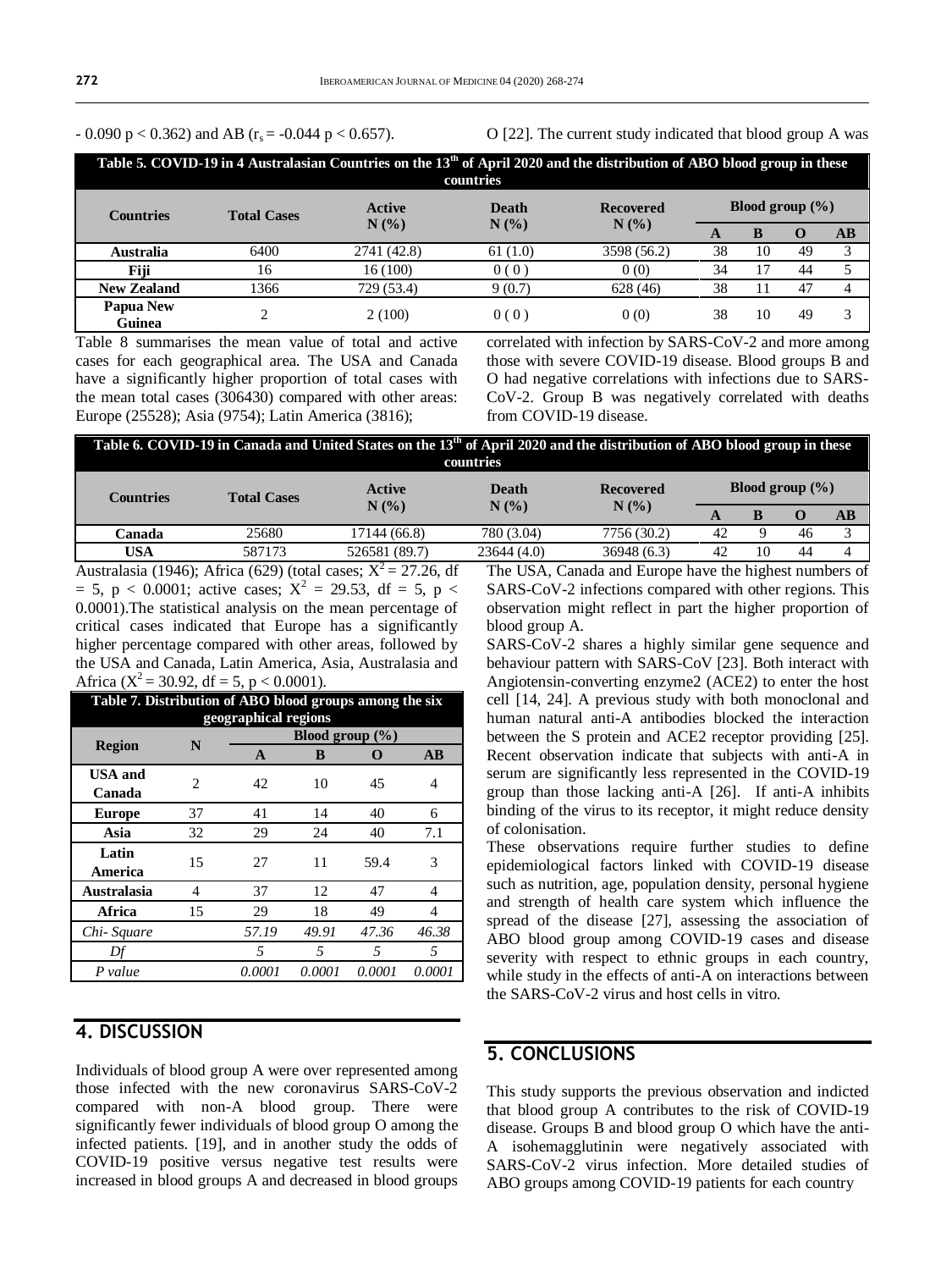- 0.090 p < 0.362) and AB ($r_s$ = -0.044 p < 0.657).

**Table 5. COVID-19 in 4 Australasian Countries on the 13th of April 2020 and the distribution of ABO blood group in these countries**

| Countries | Total Cases | Active N (%) | Death N (%) | Recovered N (%) | Blood group (%) | | | |
|---|---|---|---|---|---|---|---|---|
| | | | | | A | B | O | AB |
| **Australia** | 6400 | 2741 (42.8) | 61 (1.0) | 3598 (56.2) | 38 | 10 | 49 | 3 |
| **Fiji** | 16 | 16 (100) | 0 ( 0 ) | 0 (0) | 34 | 17 | 44 | 5 |
| **New Zealand** | 1366 | 729 (53.4) | 9 (0.7) | 628 (46) | 38 | 11 | 47 | 4 |
| **Papua New Guinea** | 2 | 2 (100) | 0 ( 0 ) | 0 (0) | 38 | 10 | 49 | 3 |

Table 8 summarises the mean value of total and active cases for each geographical area. The USA and Canada have a significantly higher proportion of total cases with the mean total cases (306430) compared with other areas: Europe (25528); Asia (9754); Latin America (3816); Australasia (1946); Africa (629) (total cases; $X^2 = 27.26$, df = 5, p < 0.0001; active cases; $X^2$ = 29.53, df = 5, p < 0.0001).The statistical analysis on the mean percentage of critical cases indicated that Europe has a significantly higher percentage compared with other areas, followed by the USA and Canada, Latin America, Asia, Australasia and Africa ($X^2 = 30.92$, df = 5, p < 0.0001).

**Table 6. COVID-19 in Canada and United States on the 13th of April 2020 and the distribution of ABO blood group in these countries**

| Countries | Total Cases | Active N (%) | Death N (%) | Recovered N (%) | Blood group (%) | | | |
|---|---|---|---|---|---|---|---|---|
| | | | | | A | B | O | AB |
| **Canada** | 25680 | 17144 (66.8) | 780 (3.04) | 7756 (30.2) | 42 | 9 | 46 | 3 |
| **USA** | 587173 | 526581 (89.7) | 23644 (4.0) | 36948 (6.3) | 42 | 10 | 44 | 4 |

**Table 7. Distribution of ABO blood groups among the six geographical regions**

| Region | N | Blood group (%) | | | |
|---|---|---|---|---|---|
| | | A | B | O | AB |
| **USA and Canada** | 2 | 42 | 10 | 45 | 4 |
| **Europe** | 37 | 41 | 14 | 40 | 6 |
| **Asia** | 32 | 29 | 24 | 40 | 7.1 |
| **Latin America** | 15 | 27 | 11 | 59.4 | 3 |
| **Australasia** | 4 | 37 | 12 | 47 | 4 |
| **Africa** | 15 | 29 | 18 | 49 | 4 |
| *Chi- Square* | | *57.19* | *49.91* | *47.36* | *46.38* |
| *Df* | | *5* | *5* | *5* | *5* |
| *P value* | | *0.0001* | *0.0001* | *0.0001* | *0.0001* |

## 4. DISCUSSION

Individuals of blood group A were over represented among those infected with the new coronavirus SARS-CoV-2 compared with non-A blood group. There were significantly fewer individuals of blood group O among the infected patients. [19], and in another study the odds of COVID-19 positive versus negative test results were increased in blood groups A and decreased in blood groups O [22]. The current study indicated that blood group A was correlated with infection by SARS-CoV-2 and more among those with severe COVID-19 disease. Blood groups B and O had negative correlations with infections due to SARS-CoV-2. Group B was negatively correlated with deaths from COVID-19 disease.

The USA, Canada and Europe have the highest numbers of SARS-CoV-2 infections compared with other regions. This observation might reflect in part the higher proportion of blood group A.

SARS-CoV-2 shares a highly similar gene sequence and behaviour pattern with SARS-CoV [23]. Both interact with Angiotensin-converting enzyme2 (ACE2) to enter the host cell [14, 24]. A previous study with both monoclonal and human natural anti-A antibodies blocked the interaction between the S protein and ACE2 receptor providing [25]. Recent observation indicate that subjects with anti-A in serum are significantly less represented in the COVID-19 group than those lacking anti-A [26]. If anti-A inhibits binding of the virus to its receptor, it might reduce density of colonisation.

These observations require further studies to define epidemiological factors linked with COVID-19 disease such as nutrition, age, population density, personal hygiene and strength of health care system which influence the spread of the disease [27], assessing the association of ABO blood group among COVID-19 cases and disease severity with respect to ethnic groups in each country, while study in the effects of anti-A on interactions between the SARS-CoV-2 virus and host cells in vitro.

## 5. CONCLUSIONS

This study supports the previous observation and indicted that blood group A contributes to the risk of COVID-19 disease. Groups B and blood group O which have the anti-A isohemagglutinin were negatively associated with SARS-CoV-2 virus infection. More detailed studies of ABO groups among COVID-19 patients for each country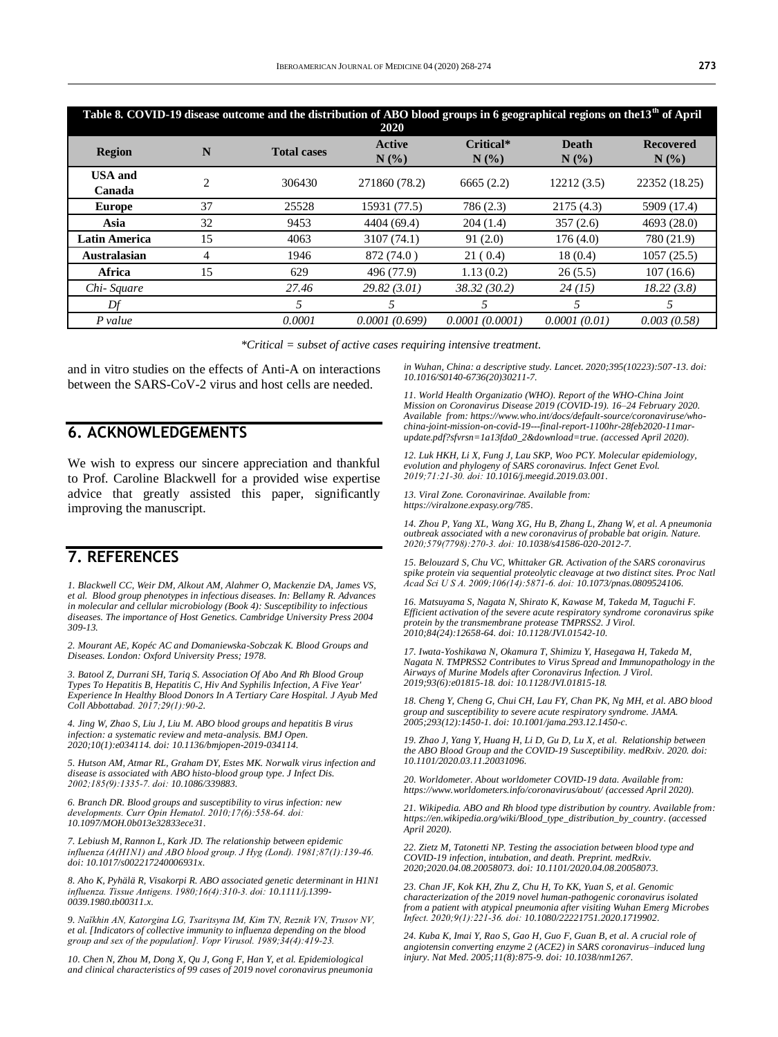**Table 8. COVID-19 disease outcome and the distribution of ABO blood groups in 6 geographical regions on the13th of April 2020**

| Region | N | Total cases | Active N (%) | Critical* N (%) | Death N (%) | Recovered N (%) |
|---|---|---|---|---|---|---|
| **USA and Canada** | 2 | 306430 | 271860 (78.2) | 6665 (2.2) | 12212 (3.5) | 22352 (18.25) |
| **Europe** | 37 | 25528 | 15931 (77.5) | 786 (2.3) | 2175 (4.3) | 5909 (17.4) |
| **Asia** | 32 | 9453 | 4404 (69.4) | 204 (1.4) | 357 (2.6) | 4693 (28.0) |
| **Latin America** | 15 | 4063 | 3107 (74.1) | 91 (2.0) | 176 (4.0) | 780 (21.9) |
| **Australasian** | 4 | 1946 | 872 (74.0 ) | 21 ( 0.4) | 18 (0.4) | 1057 (25.5) |
| **Africa** | 15 | 629 | 496 (77.9) | 1.13 (0.2) | 26 (5.5) | 107 (16.6) |
| *Chi- Square* | | *27.46* | *29.82 (3.01)* | *38.32 (30.2)* | *24 (15)* | *18.22 (3.8)* |
| *Df* | | *5* | *5* | *5* | *5* | *5* |
| *P value* | | *0.0001* | *0.0001 (0.699)* | *0.0001 (0.0001)* | *0.0001 (0.01)* | *0.003 (0.58)* |

*\*Critical = subset of active cases requiring intensive treatment.*

and in vitro studies on the effects of Anti-A on interactions between the SARS-CoV-2 virus and host cells are needed.

## 6. ACKNOWLEDGEMENTS

We wish to express our sincere appreciation and thankful to Prof. Caroline Blackwell for a provided wise expertise advice that greatly assisted this paper, significantly improving the manuscript.

## 7. REFERENCES

*1. Blackwell CC, Weir DM, Alkout AM, Alahmer O, Mackenzie DA, James VS, et al. Blood group phenotypes in infectious diseases. In: Bellamy R. Advances in molecular and cellular microbiology (Book 4): Susceptibility to infectious diseases. The importance of Host Genetics. Cambridge University Press 2004 309-13.*

*2. Mourant AE, Kopéc AC and Domaniewska-Sobczak K. Blood Groups and Diseases. London: Oxford University Press; 1978.*

*3. Batool Z, Durrani SH, Tariq S. Association Of Abo And Rh Blood Group Types To Hepatitis B, Hepatitis C, Hiv And Syphilis Infection, A Five Year' Experience In Healthy Blood Donors In A Tertiary Care Hospital. J Ayub Med Coll Abbottabad. 2017;29(1):90-2.*

*4. Jing W, Zhao S, Liu J, Liu M. ABO blood groups and hepatitis B virus infection: a systematic review and meta-analysis. BMJ Open. 2020;10(1):e034114. doi: 10.1136/bmjopen-2019-034114.*

*5. Hutson AM, Atmar RL, Graham DY, Estes MK. Norwalk virus infection and disease is associated with ABO histo-blood group type. J Infect Dis. 2002;185(9):1335-7. doi: 10.1086/339883.*

*6. Branch DR. Blood groups and susceptibility to virus infection: new developments. Curr Opin Hematol. 2010;17(6):558-64. doi: 10.1097/MOH.0b013e32833ece31.*

*7. Lebiush M, Rannon L, Kark JD. The relationship between epidemic influenza (A(H1N1) and ABO blood group. J Hyg (Lond). 1981;87(1):139-46. doi: 10.1017/s002217240006931x.*

*8. Aho K, Pyhälä R, Visakorpi R. ABO associated genetic determinant in H1N1 influenza. Tissue Antigens. 1980;16(4):310-3. doi: 10.1111/j.1399-0039.1980.tb00311.x.*

*9. Naĭkhin AN, Katorgina LG, Tsaritsyna IM, Kim TN, Reznik VN, Trusov NV, et al. [Indicators of collective immunity to influenza depending on the blood group and sex of the population]. Vopr Virusol. 1989;34(4):419-23.*

*10. Chen N, Zhou M, Dong X, Qu J, Gong F, Han Y, et al. Epidemiological and clinical characteristics of 99 cases of 2019 novel coronavirus pneumonia in Wuhan, China: a descriptive study. Lancet. 2020;395(10223):507-13. doi: 10.1016/S0140-6736(20)30211-7.*

*11. World Health Organizatio (WHO). Report of the WHO-China Joint Mission on Coronavirus Disease 2019 (COVID-19). 16–24 February 2020. Available from: https://www.who.int/docs/default-source/coronaviruse/who-china-joint-mission-on-covid-19---final-report-1100hr-28feb2020-11mar-update.pdf?sfvrsn=1a13fda0_2&download=true. (accessed April 2020).*

*12. Luk HKH, Li X, Fung J, Lau SKP, Woo PCY. Molecular epidemiology, evolution and phylogeny of SARS coronavirus. Infect Genet Evol. 2019;71:21-30. doi: 10.1016/j.meegid.2019.03.001.*

*13. Viral Zone. Coronavirinae. Available from: https://viralzone.expasy.org/785.*

*14. Zhou P, Yang XL, Wang XG, Hu B, Zhang L, Zhang W, et al. A pneumonia outbreak associated with a new coronavirus of probable bat origin. Nature. 2020;579(7798):270-3. doi: 10.1038/s41586-020-2012-7.*

*15. Belouzard S, Chu VC, Whittaker GR. Activation of the SARS coronavirus spike protein via sequential proteolytic cleavage at two distinct sites. Proc Natl Acad Sci U S A. 2009;106(14):5871-6. doi: 10.1073/pnas.0809524106.*

*16. Matsuyama S, Nagata N, Shirato K, Kawase M, Takeda M, Taguchi F. Efficient activation of the severe acute respiratory syndrome coronavirus spike protein by the transmembrane protease TMPRSS2. J Virol. 2010;84(24):12658-64. doi: 10.1128/JVI.01542-10.*

*17. Iwata-Yoshikawa N, Okamura T, Shimizu Y, Hasegawa H, Takeda M, Nagata N. TMPRSS2 Contributes to Virus Spread and Immunopathology in the Airways of Murine Models after Coronavirus Infection. J Virol. 2019;93(6):e01815-18. doi: 10.1128/JVI.01815-18.*

*18. Cheng Y, Cheng G, Chui CH, Lau FY, Chan PK, Ng MH, et al. ABO blood group and susceptibility to severe acute respiratory syndrome. JAMA. 2005;293(12):1450-1. doi: 10.1001/jama.293.12.1450-c.*

*19. Zhao J, Yang Y, Huang H, Li D, Gu D, Lu X, et al. Relationship between the ABO Blood Group and the COVID-19 Susceptibility. medRxiv. 2020. doi: 10.1101/2020.03.11.20031096.*

*20. Worldometer. About worldometer COVID-19 data. Available from: https://www.worldometers.info/coronavirus/about/ (accessed April 2020).*

*21. Wikipedia. ABO and Rh blood type distribution by country. Available from: https://en.wikipedia.org/wiki/Blood_type_distribution_by_country. (accessed April 2020).*

*22. Zietz M, Tatonetti NP. Testing the association between blood type and COVID-19 infection, intubation, and death. Preprint. medRxiv. 2020;2020.04.08.20058073. doi: 10.1101/2020.04.08.20058073.*

*23. Chan JF, Kok KH, Zhu Z, Chu H, To KK, Yuan S, et al. Genomic characterization of the 2019 novel human-pathogenic coronavirus isolated from a patient with atypical pneumonia after visiting Wuhan Emerg Microbes Infect. 2020;9(1):221-36. doi: 10.1080/22221751.2020.1719902.*

*24. Kuba K, Imai Y, Rao S, Gao H, Guo F, Guan B, et al. A crucial role of angiotensin converting enzyme 2 (ACE2) in SARS coronavirus–induced lung injury. Nat Med. 2005;11(8):875-9. doi: 10.1038/nm1267.*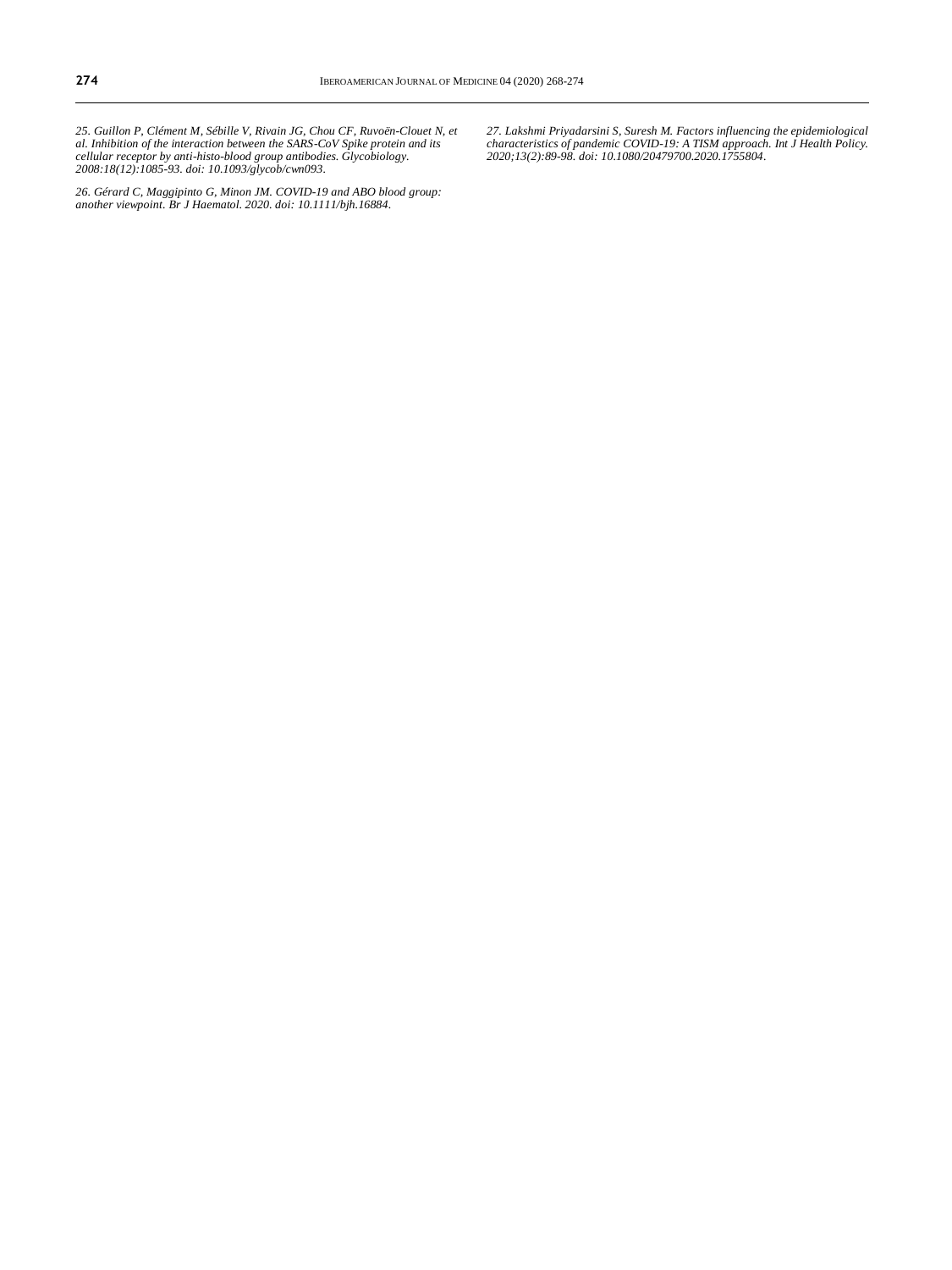*25. Guillon P, Clément M, Sébille V, Rivain JG, Chou CF, Ruvoën-Clouet N, et al. Inhibition of the interaction between the SARS-CoV Spike protein and its cellular receptor by anti-histo-blood group antibodies. Glycobiology. 2008:18(12):1085-93. doi: 10.1093/glycob/cwn093.*

*26. Gérard C, Maggipinto G, Minon JM. COVID-19 and ABO blood group: another viewpoint. Br J Haematol. 2020. doi: 10.1111/bjh.16884.*

*27. Lakshmi Priyadarsini S, Suresh M. Factors influencing the epidemiological characteristics of pandemic COVID-19: A TISM approach. Int J Health Policy. 2020;13(2):89-98. doi: 10.1080/20479700.2020.1755804.*